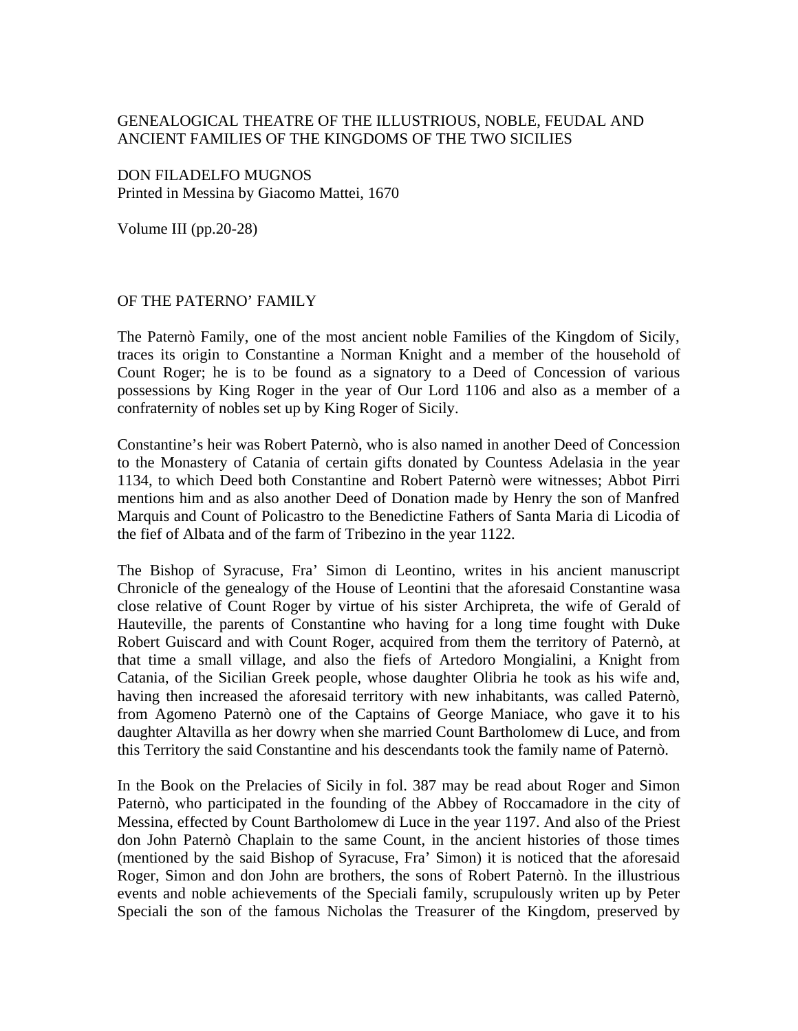# GENEALOGICAL THEATRE OF THE ILLUSTRIOUS, NOBLE, FEUDAL AND ANCIENT FAMILIES OF THE KINGDOMS OF THE TWO SICILIES

DON FILADELFO MUGNOS
Printed in Messina by Giacomo Mattei, 1670

Volume III (pp.20-28)

## OF THE PATERNO' FAMILY

The Paternò Family, one of the most ancient noble Families of the Kingdom of Sicily, traces its origin to Constantine a Norman Knight and a member of the household of Count Roger; he is to be found as a signatory to a Deed of Concession of various possessions by King Roger in the year of Our Lord 1106 and also as a member of a confraternity of nobles set up by King Roger of Sicily.

Constantine's heir was Robert Paternò, who is also named in another Deed of Concession to the Monastery of Catania of certain gifts donated by Countess Adelasia in the year 1134, to which Deed both Constantine and Robert Paternò were witnesses; Abbot Pirri mentions him and as also another Deed of Donation made by Henry the son of Manfred Marquis and Count of Policastro to the Benedictine Fathers of Santa Maria di Licodia of the fief of Albata and of the farm of Tribezino in the year 1122.

The Bishop of Syracuse, Fra' Simon di Leontino, writes in his ancient manuscript Chronicle of the genealogy of the House of Leontini that the aforesaid Constantine wasa close relative of Count Roger by virtue of his sister Archipreta, the wife of Gerald of Hauteville, the parents of Constantine who having for a long time fought with Duke Robert Guiscard and with Count Roger, acquired from them the territory of Paternò, at that time a small village, and also the fiefs of Artedoro Mongialini, a Knight from Catania, of the Sicilian Greek people, whose daughter Olibria he took as his wife and, having then increased the aforesaid territory with new inhabitants, was called Paternò, from Agomeno Paternò one of the Captains of George Maniace, who gave it to his daughter Altavilla as her dowry when she married Count Bartholomew di Luce, and from this Territory the said Constantine and his descendants took the family name of Paternò.

In the Book on the Prelacies of Sicily in fol. 387 may be read about Roger and Simon Paternò, who participated in the founding of the Abbey of Roccamadore in the city of Messina, effected by Count Bartholomew di Luce in the year 1197. And also of the Priest don John Paternò Chaplain to the same Count, in the ancient histories of those times (mentioned by the said Bishop of Syracuse, Fra' Simon) it is noticed that the aforesaid Roger, Simon and don John are brothers, the sons of Robert Paternò. In the illustrious events and noble achievements of the Speciali family, scrupulously writen up by Peter Speciali the son of the famous Nicholas the Treasurer of the Kingdom, preserved by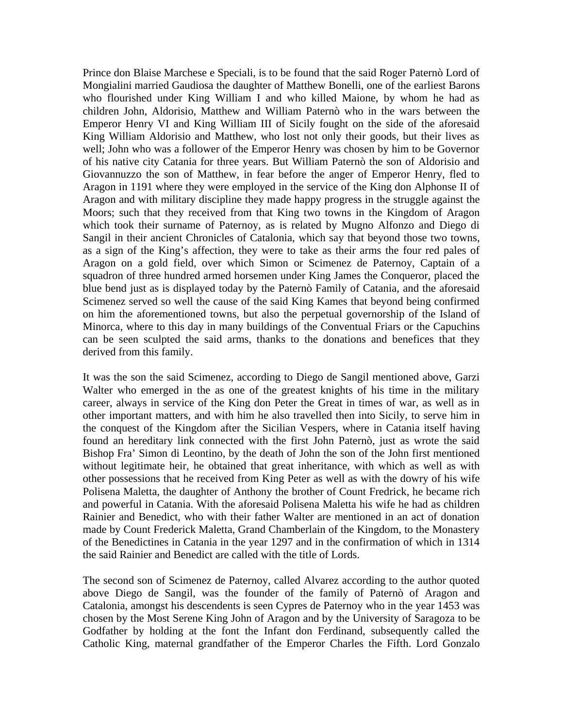Prince don Blaise Marchese e Speciali, is to be found that the said Roger Paternò Lord of Mongialini married Gaudiosa the daughter of Matthew Bonelli, one of the earliest Barons who flourished under King William I and who killed Maione, by whom he had as children John, Aldorisio, Matthew and William Paternò who in the wars between the Emperor Henry VI and King William III of Sicily fought on the side of the aforesaid King William Aldorisio and Matthew, who lost not only their goods, but their lives as well; John who was a follower of the Emperor Henry was chosen by him to be Governor of his native city Catania for three years. But William Paternò the son of Aldorisio and Giovannuzzo the son of Matthew, in fear before the anger of Emperor Henry, fled to Aragon in 1191 where they were employed in the service of the King don Alphonse II of Aragon and with military discipline they made happy progress in the struggle against the Moors; such that they received from that King two towns in the Kingdom of Aragon which took their surname of Paternoy, as is related by Mugno Alfonzo and Diego di Sangil in their ancient Chronicles of Catalonia, which say that beyond those two towns, as a sign of the King's affection, they were to take as their arms the four red pales of Aragon on a gold field, over which Simon or Scimenez de Paternoy, Captain of a squadron of three hundred armed horsemen under King James the Conqueror, placed the blue bend just as is displayed today by the Paternò Family of Catania, and the aforesaid Scimenez served so well the cause of the said King Kames that beyond being confirmed on him the aforementioned towns, but also the perpetual governorship of the Island of Minorca, where to this day in many buildings of the Conventual Friars or the Capuchins can be seen sculpted the said arms, thanks to the donations and benefices that they derived from this family.

It was the son the said Scimenez, according to Diego de Sangil mentioned above, Garzi Walter who emerged in the as one of the greatest knights of his time in the military career, always in service of the King don Peter the Great in times of war, as well as in other important matters, and with him he also travelled then into Sicily, to serve him in the conquest of the Kingdom after the Sicilian Vespers, where in Catania itself having found an hereditary link connected with the first John Paternò, just as wrote the said Bishop Fra' Simon di Leontino, by the death of John the son of the John first mentioned without legitimate heir, he obtained that great inheritance, with which as well as with other possessions that he received from King Peter as well as with the dowry of his wife Polisena Maletta, the daughter of Anthony the brother of Count Fredrick, he became rich and powerful in Catania. With the aforesaid Polisena Maletta his wife he had as children Rainier and Benedict, who with their father Walter are mentioned in an act of donation made by Count Frederick Maletta, Grand Chamberlain of the Kingdom, to the Monastery of the Benedictines in Catania in the year 1297 and in the confirmation of which in 1314 the said Rainier and Benedict are called with the title of Lords.

The second son of Scimenez de Paternoy, called Alvarez according to the author quoted above Diego de Sangil, was the founder of the family of Paternò of Aragon and Catalonia, amongst his descendents is seen Cypres de Paternoy who in the year 1453 was chosen by the Most Serene King John of Aragon and by the University of Saragoza to be Godfather by holding at the font the Infant don Ferdinand, subsequently called the Catholic King, maternal grandfather of the Emperor Charles the Fifth. Lord Gonzalo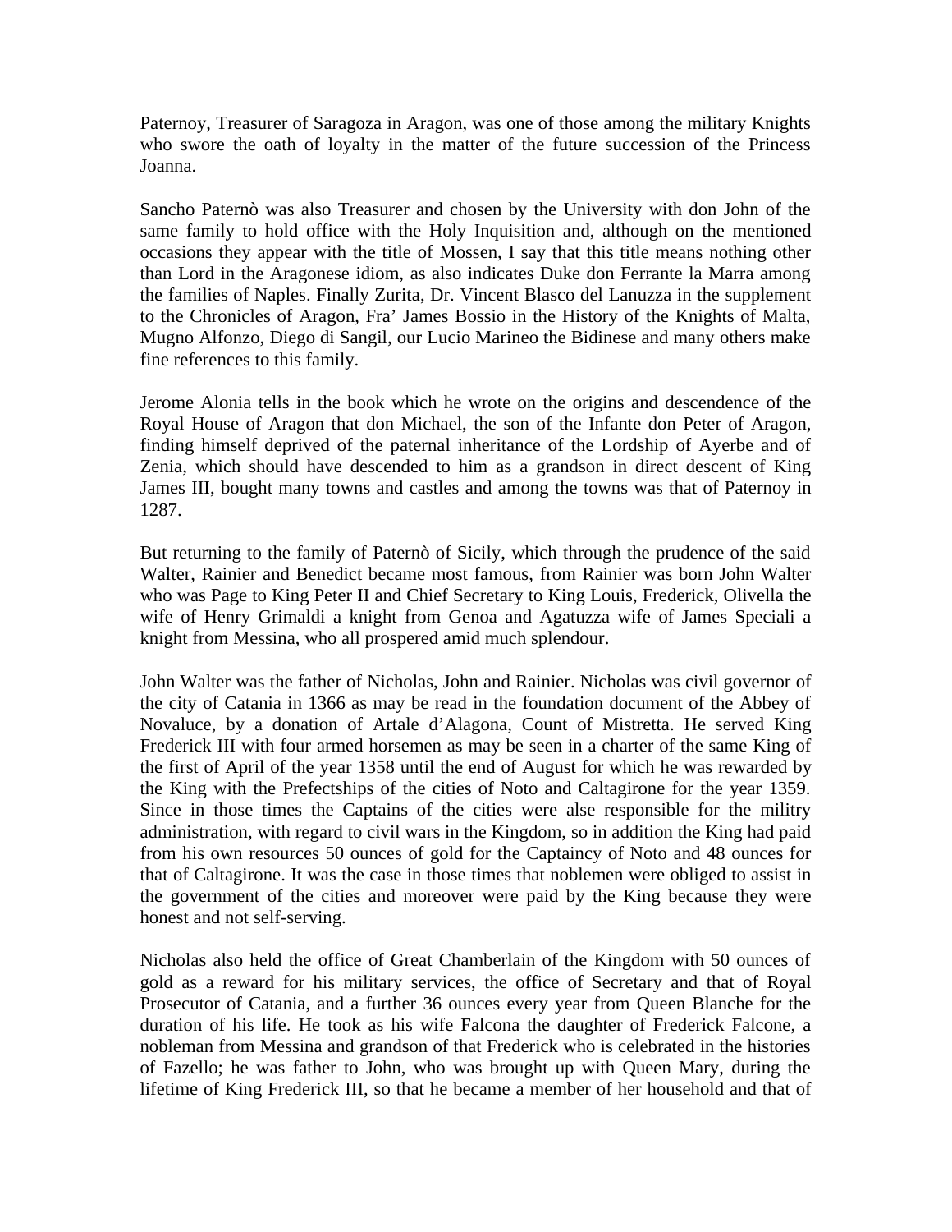Paternoy, Treasurer of Saragoza in Aragon, was one of those among the military Knights who swore the oath of loyalty in the matter of the future succession of the Princess Joanna.

Sancho Paternò was also Treasurer and chosen by the University with don John of the same family to hold office with the Holy Inquisition and, although on the mentioned occasions they appear with the title of Mossen, I say that this title means nothing other than Lord in the Aragonese idiom, as also indicates Duke don Ferrante la Marra among the families of Naples. Finally Zurita, Dr. Vincent Blasco del Lanuzza in the supplement to the Chronicles of Aragon, Fra' James Bossio in the History of the Knights of Malta, Mugno Alfonzo, Diego di Sangil, our Lucio Marineo the Bidinese and many others make fine references to this family.

Jerome Alonia tells in the book which he wrote on the origins and descendence of the Royal House of Aragon that don Michael, the son of the Infante don Peter of Aragon, finding himself deprived of the paternal inheritance of the Lordship of Ayerbe and of Zenia, which should have descended to him as a grandson in direct descent of King James III, bought many towns and castles and among the towns was that of Paternoy in 1287.

But returning to the family of Paternò of Sicily, which through the prudence of the said Walter, Rainier and Benedict became most famous, from Rainier was born John Walter who was Page to King Peter II and Chief Secretary to King Louis, Frederick, Olivella the wife of Henry Grimaldi a knight from Genoa and Agatuzza wife of James Speciali a knight from Messina, who all prospered amid much splendour.

John Walter was the father of Nicholas, John and Rainier. Nicholas was civil governor of the city of Catania in 1366 as may be read in the foundation document of the Abbey of Novaluce, by a donation of Artale d'Alagona, Count of Mistretta. He served King Frederick III with four armed horsemen as may be seen in a charter of the same King of the first of April of the year 1358 until the end of August for which he was rewarded by the King with the Prefectships of the cities of Noto and Caltagirone for the year 1359. Since in those times the Captains of the cities were alse responsible for the militry administration, with regard to civil wars in the Kingdom, so in addition the King had paid from his own resources 50 ounces of gold for the Captaincy of Noto and 48 ounces for that of Caltagirone. It was the case in those times that noblemen were obliged to assist in the government of the cities and moreover were paid by the King because they were honest and not self-serving.

Nicholas also held the office of Great Chamberlain of the Kingdom with 50 ounces of gold as a reward for his military services, the office of Secretary and that of Royal Prosecutor of Catania, and a further 36 ounces every year from Queen Blanche for the duration of his life. He took as his wife Falcona the daughter of Frederick Falcone, a nobleman from Messina and grandson of that Frederick who is celebrated in the histories of Fazello; he was father to John, who was brought up with Queen Mary, during the lifetime of King Frederick III, so that he became a member of her household and that of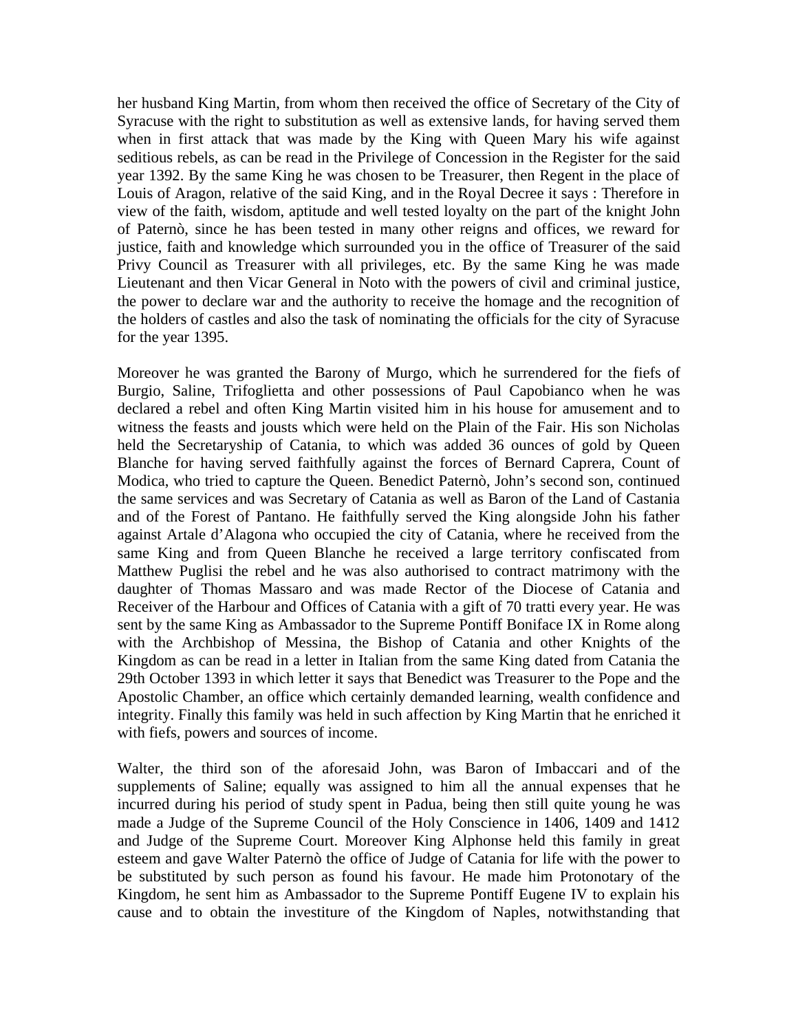her husband King Martin, from whom then received the office of Secretary of the City of Syracuse with the right to substitution as well as extensive lands, for having served them when in first attack that was made by the King with Queen Mary his wife against seditious rebels, as can be read in the Privilege of Concession in the Register for the said year 1392. By the same King he was chosen to be Treasurer, then Regent in the place of Louis of Aragon, relative of the said King, and in the Royal Decree it says : Therefore in view of the faith, wisdom, aptitude and well tested loyalty on the part of the knight John of Paternò, since he has been tested in many other reigns and offices, we reward for justice, faith and knowledge which surrounded you in the office of Treasurer of the said Privy Council as Treasurer with all privileges, etc. By the same King he was made Lieutenant and then Vicar General in Noto with the powers of civil and criminal justice, the power to declare war and the authority to receive the homage and the recognition of the holders of castles and also the task of nominating the officials for the city of Syracuse for the year 1395.

Moreover he was granted the Barony of Murgo, which he surrendered for the fiefs of Burgio, Saline, Trifoglietta and other possessions of Paul Capobianco when he was declared a rebel and often King Martin visited him in his house for amusement and to witness the feasts and jousts which were held on the Plain of the Fair. His son Nicholas held the Secretaryship of Catania, to which was added 36 ounces of gold by Queen Blanche for having served faithfully against the forces of Bernard Caprera, Count of Modica, who tried to capture the Queen. Benedict Paternò, John's second son, continued the same services and was Secretary of Catania as well as Baron of the Land of Castania and of the Forest of Pantano. He faithfully served the King alongside John his father against Artale d'Alagona who occupied the city of Catania, where he received from the same King and from Queen Blanche he received a large territory confiscated from Matthew Puglisi the rebel and he was also authorised to contract matrimony with the daughter of Thomas Massaro and was made Rector of the Diocese of Catania and Receiver of the Harbour and Offices of Catania with a gift of 70 tratti every year. He was sent by the same King as Ambassador to the Supreme Pontiff Boniface IX in Rome along with the Archbishop of Messina, the Bishop of Catania and other Knights of the Kingdom as can be read in a letter in Italian from the same King dated from Catania the 29th October 1393 in which letter it says that Benedict was Treasurer to the Pope and the Apostolic Chamber, an office which certainly demanded learning, wealth confidence and integrity. Finally this family was held in such affection by King Martin that he enriched it with fiefs, powers and sources of income.

Walter, the third son of the aforesaid John, was Baron of Imbaccari and of the supplements of Saline; equally was assigned to him all the annual expenses that he incurred during his period of study spent in Padua, being then still quite young he was made a Judge of the Supreme Council of the Holy Conscience in 1406, 1409 and 1412 and Judge of the Supreme Court. Moreover King Alphonse held this family in great esteem and gave Walter Paternò the office of Judge of Catania for life with the power to be substituted by such person as found his favour. He made him Protonotary of the Kingdom, he sent him as Ambassador to the Supreme Pontiff Eugene IV to explain his cause and to obtain the investiture of the Kingdom of Naples, notwithstanding that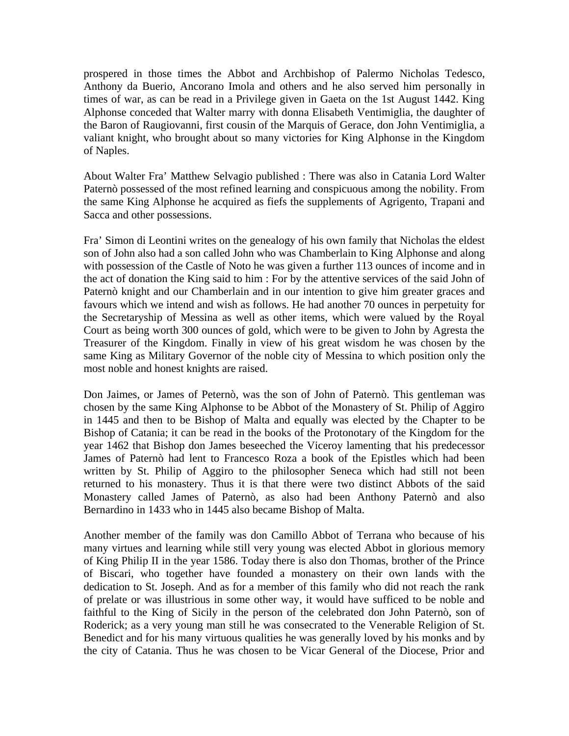prospered in those times the Abbot and Archbishop of Palermo Nicholas Tedesco, Anthony da Buerio, Ancorano Imola and others and he also served him personally in times of war, as can be read in a Privilege given in Gaeta on the 1st August 1442. King Alphonse conceded that Walter marry with donna Elisabeth Ventimiglia, the daughter of the Baron of Raugiovanni, first cousin of the Marquis of Gerace, don John Ventimiglia, a valiant knight, who brought about so many victories for King Alphonse in the Kingdom of Naples.

About Walter Fra' Matthew Selvagio published : There was also in Catania Lord Walter Paternò possessed of the most refined learning and conspicuous among the nobility. From the same King Alphonse he acquired as fiefs the supplements of Agrigento, Trapani and Sacca and other possessions.

Fra' Simon di Leontini writes on the genealogy of his own family that Nicholas the eldest son of John also had a son called John who was Chamberlain to King Alphonse and along with possession of the Castle of Noto he was given a further 113 ounces of income and in the act of donation the King said to him : For by the attentive services of the said John of Paternò knight and our Chamberlain and in our intention to give him greater graces and favours which we intend and wish as follows. He had another 70 ounces in perpetuity for the Secretaryship of Messina as well as other items, which were valued by the Royal Court as being worth 300 ounces of gold, which were to be given to John by Agresta the Treasurer of the Kingdom. Finally in view of his great wisdom he was chosen by the same King as Military Governor of the noble city of Messina to which position only the most noble and honest knights are raised.

Don Jaimes, or James of Peternò, was the son of John of Paternò. This gentleman was chosen by the same King Alphonse to be Abbot of the Monastery of St. Philip of Aggiro in 1445 and then to be Bishop of Malta and equally was elected by the Chapter to be Bishop of Catania; it can be read in the books of the Protonotary of the Kingdom for the year 1462 that Bishop don James beseeched the Viceroy lamenting that his predecessor James of Paternò had lent to Francesco Roza a book of the Epistles which had been written by St. Philip of Aggiro to the philosopher Seneca which had still not been returned to his monastery. Thus it is that there were two distinct Abbots of the said Monastery called James of Paternò, as also had been Anthony Paternò and also Bernardino in 1433 who in 1445 also became Bishop of Malta.

Another member of the family was don Camillo Abbot of Terrana who because of his many virtues and learning while still very young was elected Abbot in glorious memory of King Philip II in the year 1586. Today there is also don Thomas, brother of the Prince of Biscari, who together have founded a monastery on their own lands with the dedication to St. Joseph. And as for a member of this family who did not reach the rank of prelate or was illustrious in some other way, it would have sufficed to be noble and faithful to the King of Sicily in the person of the celebrated don John Paternò, son of Roderick; as a very young man still he was consecrated to the Venerable Religion of St. Benedict and for his many virtuous qualities he was generally loved by his monks and by the city of Catania. Thus he was chosen to be Vicar General of the Diocese, Prior and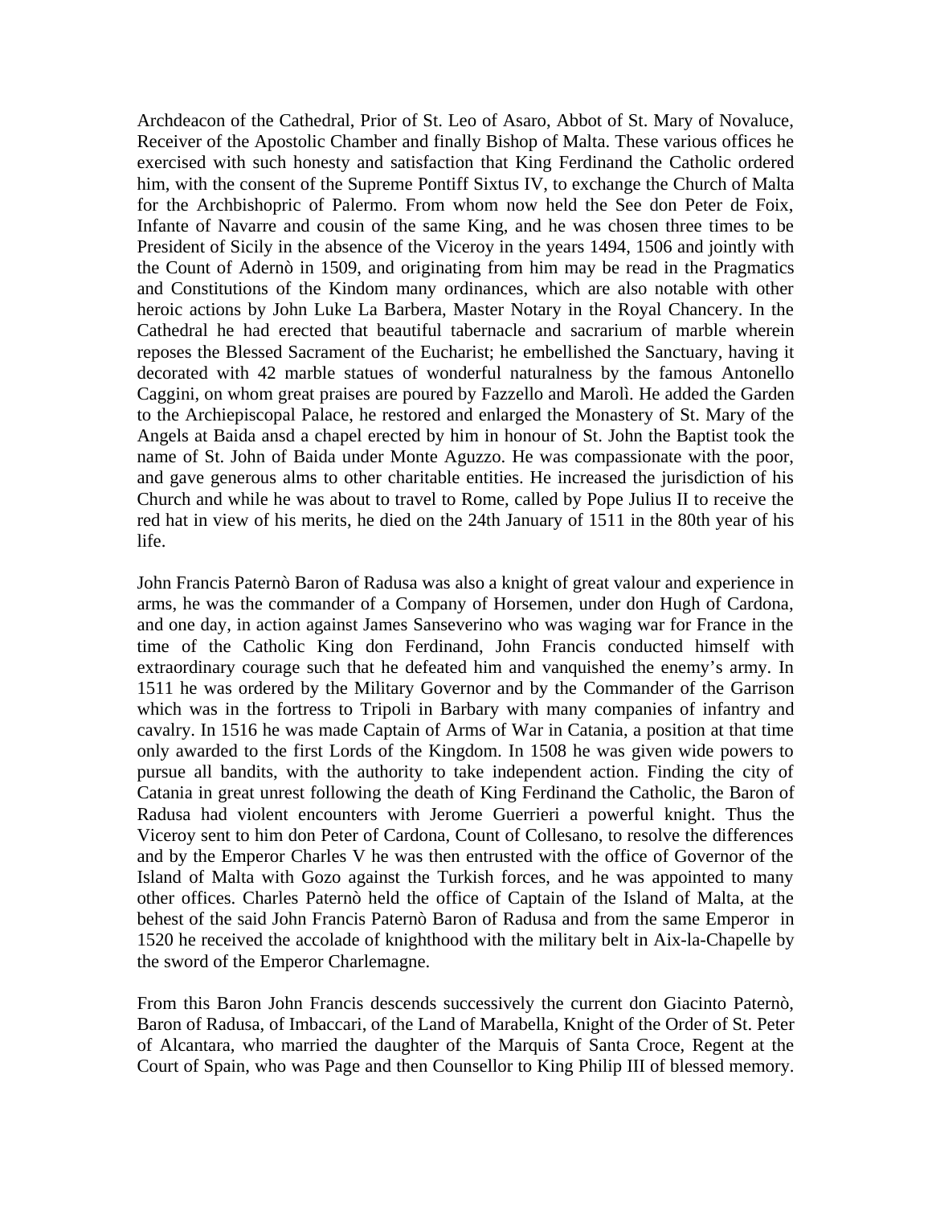Archdeacon of the Cathedral, Prior of St. Leo of Asaro, Abbot of St. Mary of Novaluce, Receiver of the Apostolic Chamber and finally Bishop of Malta. These various offices he exercised with such honesty and satisfaction that King Ferdinand the Catholic ordered him, with the consent of the Supreme Pontiff Sixtus IV, to exchange the Church of Malta for the Archbishopric of Palermo. From whom now held the See don Peter de Foix, Infante of Navarre and cousin of the same King, and he was chosen three times to be President of Sicily in the absence of the Viceroy in the years 1494, 1506 and jointly with the Count of Adernò in 1509, and originating from him may be read in the Pragmatics and Constitutions of the Kindom many ordinances, which are also notable with other heroic actions by John Luke La Barbera, Master Notary in the Royal Chancery. In the Cathedral he had erected that beautiful tabernacle and sacrarium of marble wherein reposes the Blessed Sacrament of the Eucharist; he embellished the Sanctuary, having it decorated with 42 marble statues of wonderful naturalness by the famous Antonello Caggini, on whom great praises are poured by Fazzello and Marolì. He added the Garden to the Archiepiscopal Palace, he restored and enlarged the Monastery of St. Mary of the Angels at Baida ansd a chapel erected by him in honour of St. John the Baptist took the name of St. John of Baida under Monte Aguzzo. He was compassionate with the poor, and gave generous alms to other charitable entities. He increased the jurisdiction of his Church and while he was about to travel to Rome, called by Pope Julius II to receive the red hat in view of his merits, he died on the 24th January of 1511 in the 80th year of his life.

John Francis Paternò Baron of Radusa was also a knight of great valour and experience in arms, he was the commander of a Company of Horsemen, under don Hugh of Cardona, and one day, in action against James Sanseverino who was waging war for France in the time of the Catholic King don Ferdinand, John Francis conducted himself with extraordinary courage such that he defeated him and vanquished the enemy's army. In 1511 he was ordered by the Military Governor and by the Commander of the Garrison which was in the fortress to Tripoli in Barbary with many companies of infantry and cavalry. In 1516 he was made Captain of Arms of War in Catania, a position at that time only awarded to the first Lords of the Kingdom. In 1508 he was given wide powers to pursue all bandits, with the authority to take independent action. Finding the city of Catania in great unrest following the death of King Ferdinand the Catholic, the Baron of Radusa had violent encounters with Jerome Guerrieri a powerful knight. Thus the Viceroy sent to him don Peter of Cardona, Count of Collesano, to resolve the differences and by the Emperor Charles V he was then entrusted with the office of Governor of the Island of Malta with Gozo against the Turkish forces, and he was appointed to many other offices. Charles Paternò held the office of Captain of the Island of Malta, at the behest of the said John Francis Paternò Baron of Radusa and from the same Emperor in 1520 he received the accolade of knighthood with the military belt in Aix-la-Chapelle by the sword of the Emperor Charlemagne.

From this Baron John Francis descends successively the current don Giacinto Paternò, Baron of Radusa, of Imbaccari, of the Land of Marabella, Knight of the Order of St. Peter of Alcantara, who married the daughter of the Marquis of Santa Croce, Regent at the Court of Spain, who was Page and then Counsellor to King Philip III of blessed memory.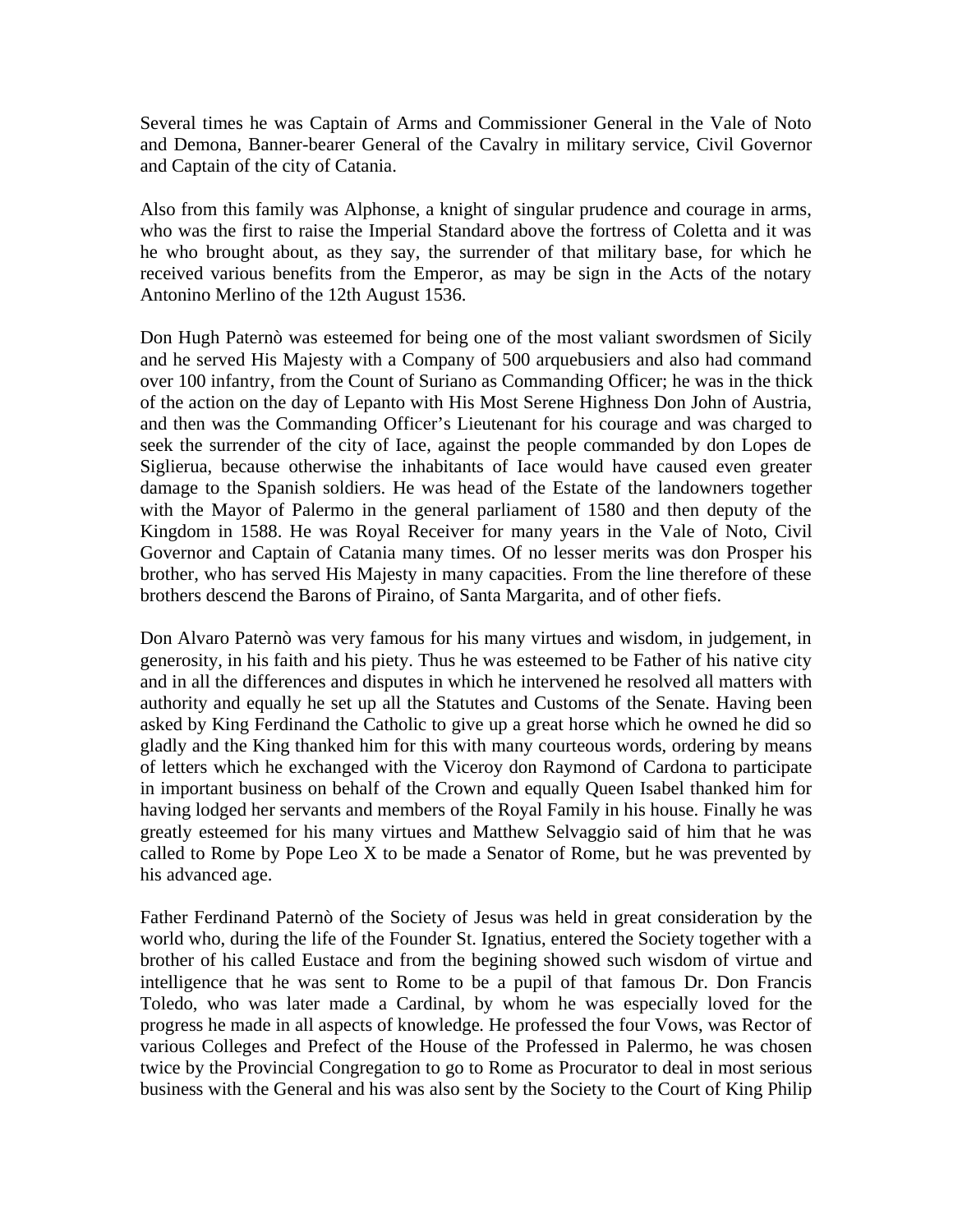Several times he was Captain of Arms and Commissioner General in the Vale of Noto and Demona, Banner-bearer General of the Cavalry in military service, Civil Governor and Captain of the city of Catania.

Also from this family was Alphonse, a knight of singular prudence and courage in arms, who was the first to raise the Imperial Standard above the fortress of Coletta and it was he who brought about, as they say, the surrender of that military base, for which he received various benefits from the Emperor, as may be sign in the Acts of the notary Antonino Merlino of the 12th August 1536.

Don Hugh Paternò was esteemed for being one of the most valiant swordsmen of Sicily and he served His Majesty with a Company of 500 arquebusiers and also had command over 100 infantry, from the Count of Suriano as Commanding Officer; he was in the thick of the action on the day of Lepanto with His Most Serene Highness Don John of Austria, and then was the Commanding Officer's Lieutenant for his courage and was charged to seek the surrender of the city of Iace, against the people commanded by don Lopes de Siglierua, because otherwise the inhabitants of Iace would have caused even greater damage to the Spanish soldiers. He was head of the Estate of the landowners together with the Mayor of Palermo in the general parliament of 1580 and then deputy of the Kingdom in 1588. He was Royal Receiver for many years in the Vale of Noto, Civil Governor and Captain of Catania many times. Of no lesser merits was don Prosper his brother, who has served His Majesty in many capacities. From the line therefore of these brothers descend the Barons of Piraino, of Santa Margarita, and of other fiefs.

Don Alvaro Paternò was very famous for his many virtues and wisdom, in judgement, in generosity, in his faith and his piety. Thus he was esteemed to be Father of his native city and in all the differences and disputes in which he intervened he resolved all matters with authority and equally he set up all the Statutes and Customs of the Senate. Having been asked by King Ferdinand the Catholic to give up a great horse which he owned he did so gladly and the King thanked him for this with many courteous words, ordering by means of letters which he exchanged with the Viceroy don Raymond of Cardona to participate in important business on behalf of the Crown and equally Queen Isabel thanked him for having lodged her servants and members of the Royal Family in his house. Finally he was greatly esteemed for his many virtues and Matthew Selvaggio said of him that he was called to Rome by Pope Leo X to be made a Senator of Rome, but he was prevented by his advanced age.

Father Ferdinand Paternò of the Society of Jesus was held in great consideration by the world who, during the life of the Founder St. Ignatius, entered the Society together with a brother of his called Eustace and from the begining showed such wisdom of virtue and intelligence that he was sent to Rome to be a pupil of that famous Dr. Don Francis Toledo, who was later made a Cardinal, by whom he was especially loved for the progress he made in all aspects of knowledge. He professed the four Vows, was Rector of various Colleges and Prefect of the House of the Professed in Palermo, he was chosen twice by the Provincial Congregation to go to Rome as Procurator to deal in most serious business with the General and his was also sent by the Society to the Court of King Philip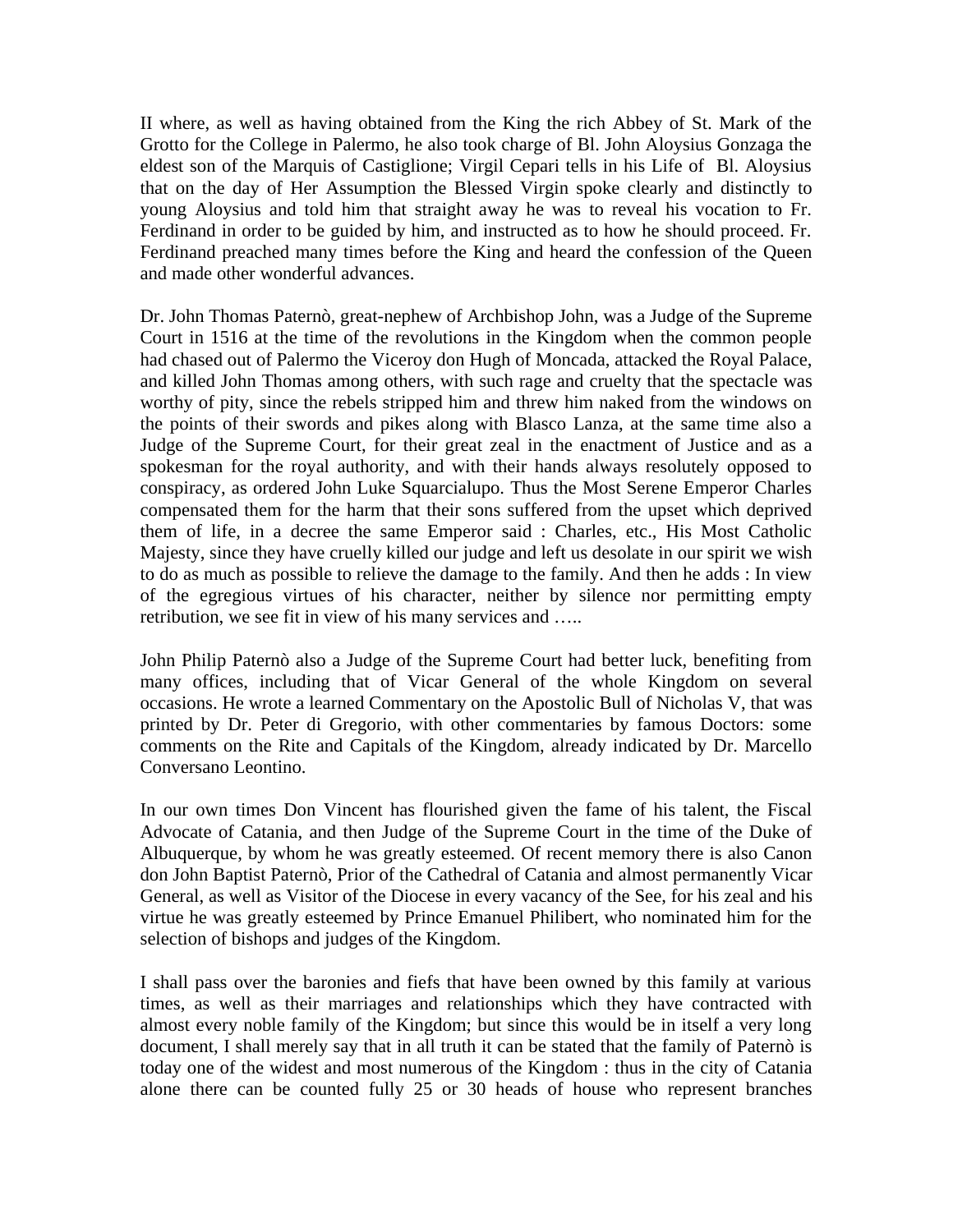II where, as well as having obtained from the King the rich Abbey of St. Mark of the Grotto for the College in Palermo, he also took charge of Bl. John Aloysius Gonzaga the eldest son of the Marquis of Castiglione; Virgil Cepari tells in his Life of Bl. Aloysius that on the day of Her Assumption the Blessed Virgin spoke clearly and distinctly to young Aloysius and told him that straight away he was to reveal his vocation to Fr. Ferdinand in order to be guided by him, and instructed as to how he should proceed. Fr. Ferdinand preached many times before the King and heard the confession of the Queen and made other wonderful advances.

Dr. John Thomas Paternò, great-nephew of Archbishop John, was a Judge of the Supreme Court in 1516 at the time of the revolutions in the Kingdom when the common people had chased out of Palermo the Viceroy don Hugh of Moncada, attacked the Royal Palace, and killed John Thomas among others, with such rage and cruelty that the spectacle was worthy of pity, since the rebels stripped him and threw him naked from the windows on the points of their swords and pikes along with Blasco Lanza, at the same time also a Judge of the Supreme Court, for their great zeal in the enactment of Justice and as a spokesman for the royal authority, and with their hands always resolutely opposed to conspiracy, as ordered John Luke Squarcialupo. Thus the Most Serene Emperor Charles compensated them for the harm that their sons suffered from the upset which deprived them of life, in a decree the same Emperor said : Charles, etc., His Most Catholic Majesty, since they have cruelly killed our judge and left us desolate in our spirit we wish to do as much as possible to relieve the damage to the family. And then he adds : In view of the egregious virtues of his character, neither by silence nor permitting empty retribution, we see fit in view of his many services and …..

John Philip Paternò also a Judge of the Supreme Court had better luck, benefiting from many offices, including that of Vicar General of the whole Kingdom on several occasions. He wrote a learned Commentary on the Apostolic Bull of Nicholas V, that was printed by Dr. Peter di Gregorio, with other commentaries by famous Doctors: some comments on the Rite and Capitals of the Kingdom, already indicated by Dr. Marcello Conversano Leontino.

In our own times Don Vincent has flourished given the fame of his talent, the Fiscal Advocate of Catania, and then Judge of the Supreme Court in the time of the Duke of Albuquerque, by whom he was greatly esteemed. Of recent memory there is also Canon don John Baptist Paternò, Prior of the Cathedral of Catania and almost permanently Vicar General, as well as Visitor of the Diocese in every vacancy of the See, for his zeal and his virtue he was greatly esteemed by Prince Emanuel Philibert, who nominated him for the selection of bishops and judges of the Kingdom.

I shall pass over the baronies and fiefs that have been owned by this family at various times, as well as their marriages and relationships which they have contracted with almost every noble family of the Kingdom; but since this would be in itself a very long document, I shall merely say that in all truth it can be stated that the family of Paternò is today one of the widest and most numerous of the Kingdom : thus in the city of Catania alone there can be counted fully 25 or 30 heads of house who represent branches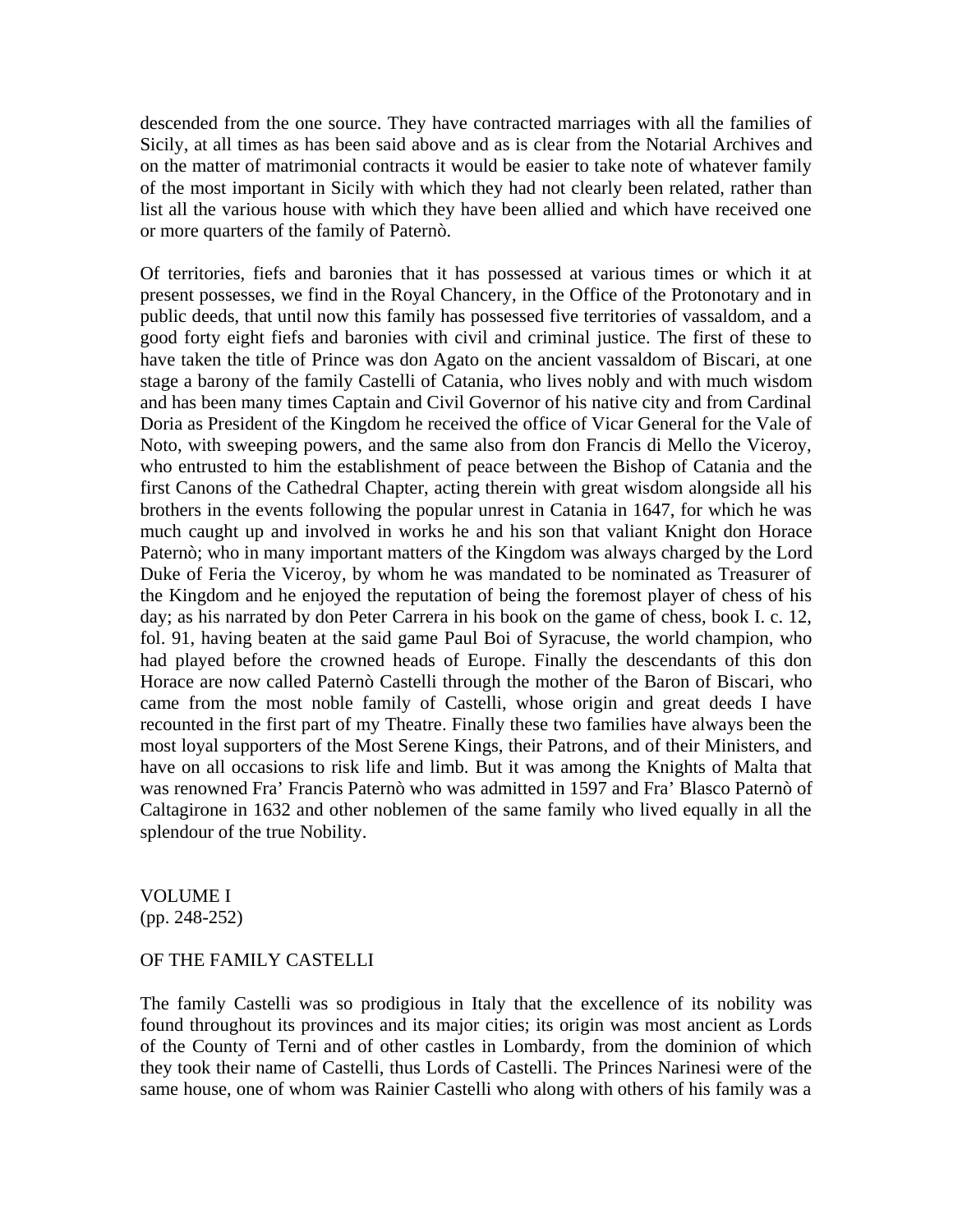descended from the one source. They have contracted marriages with all the families of Sicily, at all times as has been said above and as is clear from the Notarial Archives and on the matter of matrimonial contracts it would be easier to take note of whatever family of the most important in Sicily with which they had not clearly been related, rather than list all the various house with which they have been allied and which have received one or more quarters of the family of Paternò.

Of territories, fiefs and baronies that it has possessed at various times or which it at present possesses, we find in the Royal Chancery, in the Office of the Protonotary and in public deeds, that until now this family has possessed five territories of vassaldom, and a good forty eight fiefs and baronies with civil and criminal justice. The first of these to have taken the title of Prince was don Agato on the ancient vassaldom of Biscari, at one stage a barony of the family Castelli of Catania, who lives nobly and with much wisdom and has been many times Captain and Civil Governor of his native city and from Cardinal Doria as President of the Kingdom he received the office of Vicar General for the Vale of Noto, with sweeping powers, and the same also from don Francis di Mello the Viceroy, who entrusted to him the establishment of peace between the Bishop of Catania and the first Canons of the Cathedral Chapter, acting therein with great wisdom alongside all his brothers in the events following the popular unrest in Catania in 1647, for which he was much caught up and involved in works he and his son that valiant Knight don Horace Paternò; who in many important matters of the Kingdom was always charged by the Lord Duke of Feria the Viceroy, by whom he was mandated to be nominated as Treasurer of the Kingdom and he enjoyed the reputation of being the foremost player of chess of his day; as his narrated by don Peter Carrera in his book on the game of chess, book I. c. 12, fol. 91, having beaten at the said game Paul Boi of Syracuse, the world champion, who had played before the crowned heads of Europe. Finally the descendants of this don Horace are now called Paternò Castelli through the mother of the Baron of Biscari, who came from the most noble family of Castelli, whose origin and great deeds I have recounted in the first part of my Theatre. Finally these two families have always been the most loyal supporters of the Most Serene Kings, their Patrons, and of their Ministers, and have on all occasions to risk life and limb. But it was among the Knights of Malta that was renowned Fra' Francis Paternò who was admitted in 1597 and Fra' Blasco Paternò of Caltagirone in 1632 and other noblemen of the same family who lived equally in all the splendour of the true Nobility.

VOLUME I
(pp. 248-252)

## OF THE FAMILY CASTELLI

The family Castelli was so prodigious in Italy that the excellence of its nobility was found throughout its provinces and its major cities; its origin was most ancient as Lords of the County of Terni and of other castles in Lombardy, from the dominion of which they took their name of Castelli, thus Lords of Castelli. The Princes Narinesi were of the same house, one of whom was Rainier Castelli who along with others of his family was a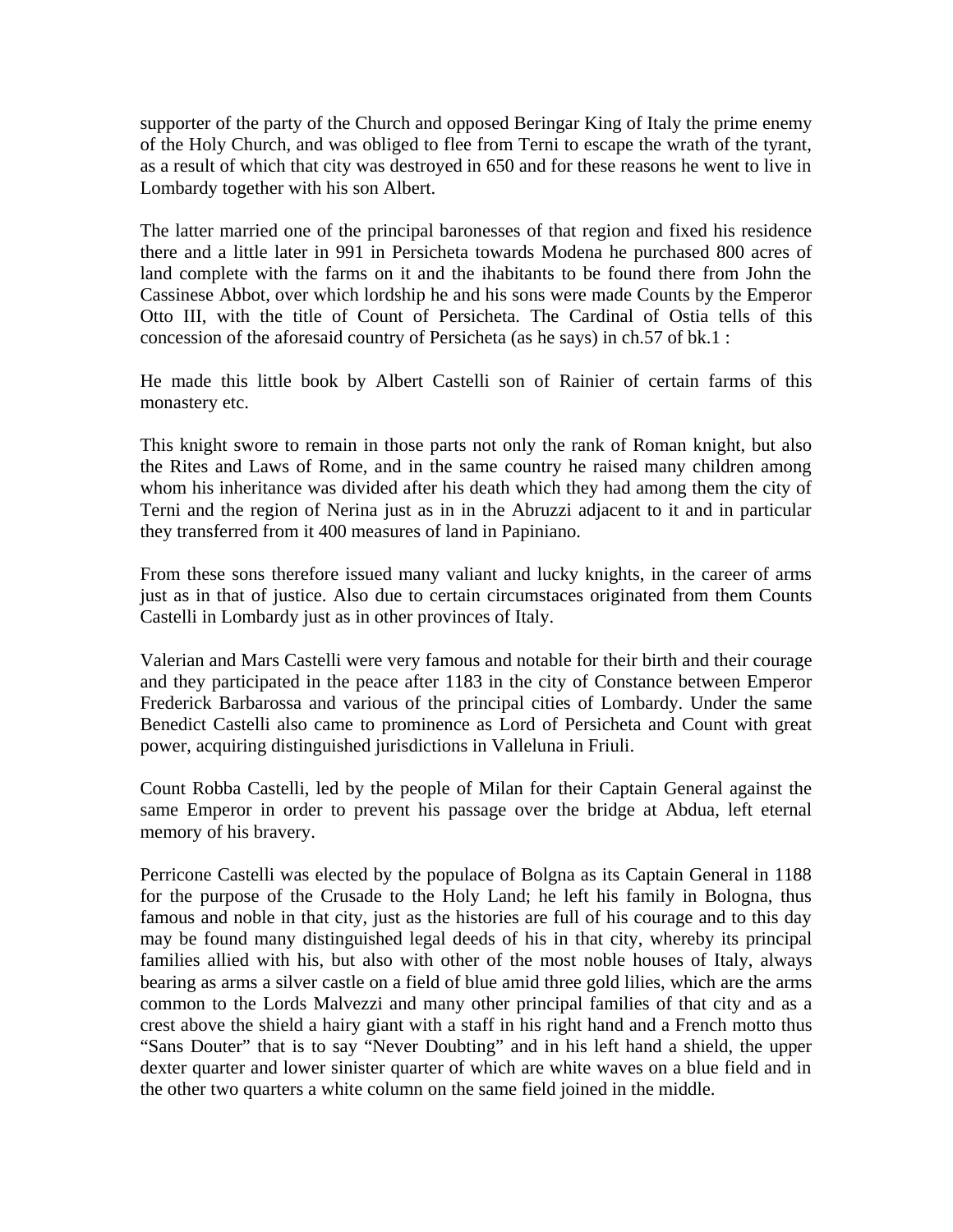supporter of the party of the Church and opposed Beringar King of Italy the prime enemy of the Holy Church, and was obliged to flee from Terni to escape the wrath of the tyrant, as a result of which that city was destroyed in 650 and for these reasons he went to live in Lombardy together with his son Albert.

The latter married one of the principal baronesses of that region and fixed his residence there and a little later in 991 in Persicheta towards Modena he purchased 800 acres of land complete with the farms on it and the ihabitants to be found there from John the Cassinese Abbot, over which lordship he and his sons were made Counts by the Emperor Otto III, with the title of Count of Persicheta. The Cardinal of Ostia tells of this concession of the aforesaid country of Persicheta (as he says) in ch.57 of bk.1 :

He made this little book by Albert Castelli son of Rainier of certain farms of this monastery etc.

This knight swore to remain in those parts not only the rank of Roman knight, but also the Rites and Laws of Rome, and in the same country he raised many children among whom his inheritance was divided after his death which they had among them the city of Terni and the region of Nerina just as in in the Abruzzi adjacent to it and in particular they transferred from it 400 measures of land in Papiniano.

From these sons therefore issued many valiant and lucky knights, in the career of arms just as in that of justice. Also due to certain circumstaces originated from them Counts Castelli in Lombardy just as in other provinces of Italy.

Valerian and Mars Castelli were very famous and notable for their birth and their courage and they participated in the peace after 1183 in the city of Constance between Emperor Frederick Barbarossa and various of the principal cities of Lombardy. Under the same Benedict Castelli also came to prominence as Lord of Persicheta and Count with great power, acquiring distinguished jurisdictions in Valleluna in Friuli.

Count Robba Castelli, led by the people of Milan for their Captain General against the same Emperor in order to prevent his passage over the bridge at Abdua, left eternal memory of his bravery.

Perricone Castelli was elected by the populace of Bolgna as its Captain General in 1188 for the purpose of the Crusade to the Holy Land; he left his family in Bologna, thus famous and noble in that city, just as the histories are full of his courage and to this day may be found many distinguished legal deeds of his in that city, whereby its principal families allied with his, but also with other of the most noble houses of Italy, always bearing as arms a silver castle on a field of blue amid three gold lilies, which are the arms common to the Lords Malvezzi and many other principal families of that city and as a crest above the shield a hairy giant with a staff in his right hand and a French motto thus "Sans Douter" that is to say "Never Doubting" and in his left hand a shield, the upper dexter quarter and lower sinister quarter of which are white waves on a blue field and in the other two quarters a white column on the same field joined in the middle.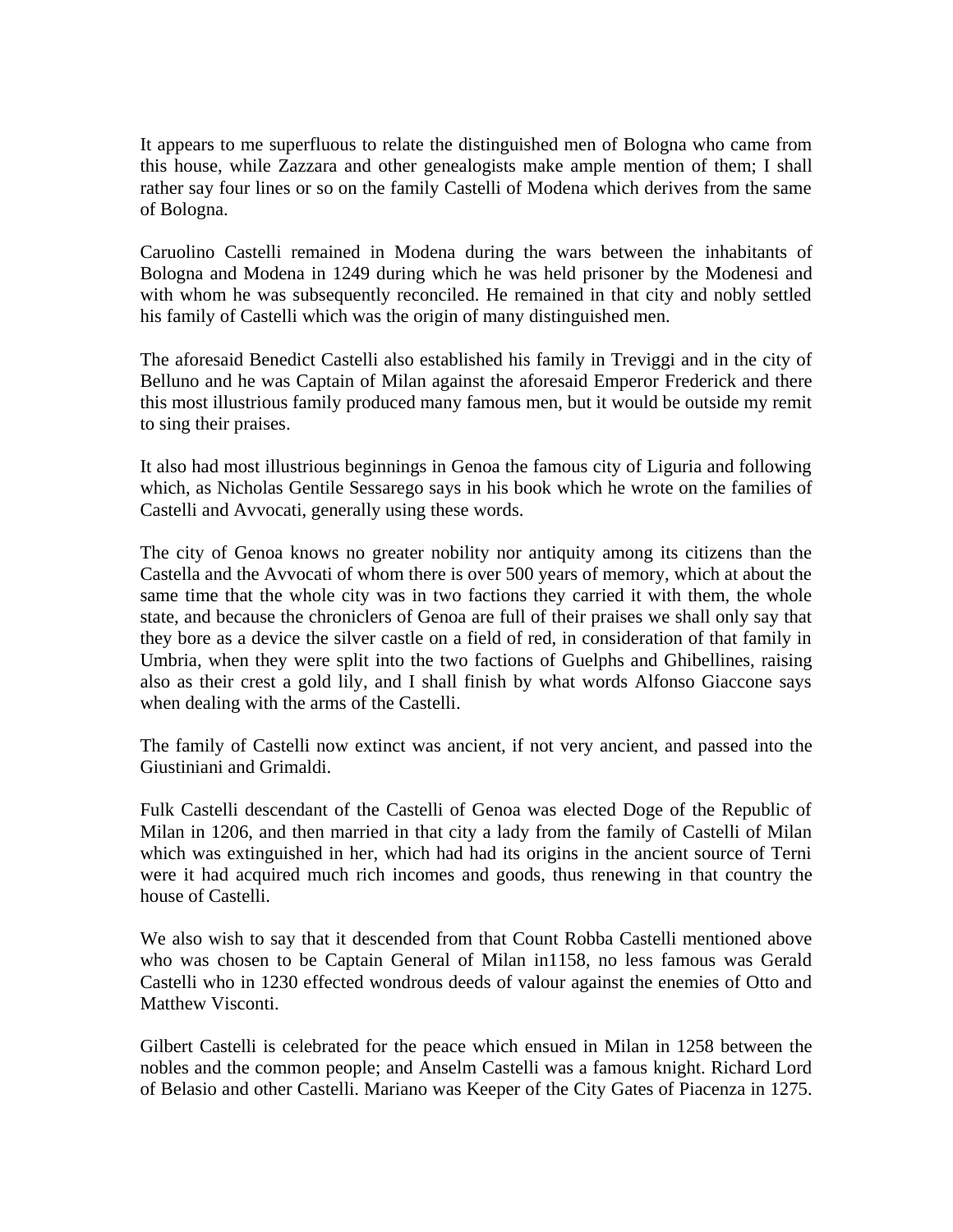It appears to me superfluous to relate the distinguished men of Bologna who came from this house, while Zazzara and other genealogists make ample mention of them; I shall rather say four lines or so on the family Castelli of Modena which derives from the same of Bologna.

Caruolino Castelli remained in Modena during the wars between the inhabitants of Bologna and Modena in 1249 during which he was held prisoner by the Modenesi and with whom he was subsequently reconciled. He remained in that city and nobly settled his family of Castelli which was the origin of many distinguished men.

The aforesaid Benedict Castelli also established his family in Treviggi and in the city of Belluno and he was Captain of Milan against the aforesaid Emperor Frederick and there this most illustrious family produced many famous men, but it would be outside my remit to sing their praises.

It also had most illustrious beginnings in Genoa the famous city of Liguria and following which, as Nicholas Gentile Sessarego says in his book which he wrote on the families of Castelli and Avvocati, generally using these words.

The city of Genoa knows no greater nobility nor antiquity among its citizens than the Castella and the Avvocati of whom there is over 500 years of memory, which at about the same time that the whole city was in two factions they carried it with them, the whole state, and because the chroniclers of Genoa are full of their praises we shall only say that they bore as a device the silver castle on a field of red, in consideration of that family in Umbria, when they were split into the two factions of Guelphs and Ghibellines, raising also as their crest a gold lily, and I shall finish by what words Alfonso Giaccone says when dealing with the arms of the Castelli.

The family of Castelli now extinct was ancient, if not very ancient, and passed into the Giustiniani and Grimaldi.

Fulk Castelli descendant of the Castelli of Genoa was elected Doge of the Republic of Milan in 1206, and then married in that city a lady from the family of Castelli of Milan which was extinguished in her, which had had its origins in the ancient source of Terni were it had acquired much rich incomes and goods, thus renewing in that country the house of Castelli.

We also wish to say that it descended from that Count Robba Castelli mentioned above who was chosen to be Captain General of Milan in1158, no less famous was Gerald Castelli who in 1230 effected wondrous deeds of valour against the enemies of Otto and Matthew Visconti.

Gilbert Castelli is celebrated for the peace which ensued in Milan in 1258 between the nobles and the common people; and Anselm Castelli was a famous knight. Richard Lord of Belasio and other Castelli. Mariano was Keeper of the City Gates of Piacenza in 1275.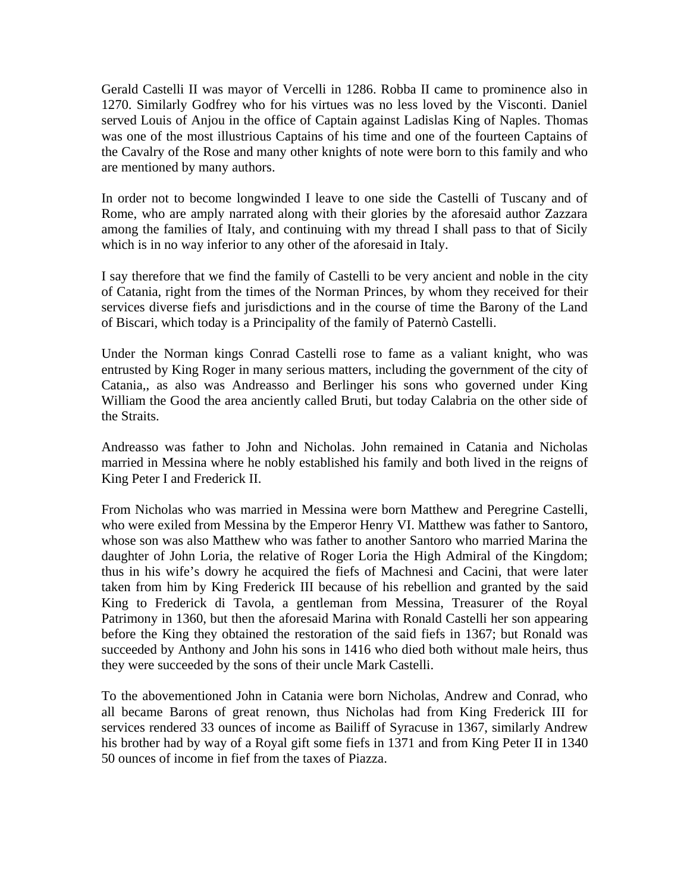Gerald Castelli II was mayor of Vercelli in 1286. Robba II came to prominence also in 1270. Similarly Godfrey who for his virtues was no less loved by the Visconti. Daniel served Louis of Anjou in the office of Captain against Ladislas King of Naples. Thomas was one of the most illustrious Captains of his time and one of the fourteen Captains of the Cavalry of the Rose and many other knights of note were born to this family and who are mentioned by many authors.

In order not to become longwinded I leave to one side the Castelli of Tuscany and of Rome, who are amply narrated along with their glories by the aforesaid author Zazzara among the families of Italy, and continuing with my thread I shall pass to that of Sicily which is in no way inferior to any other of the aforesaid in Italy.

I say therefore that we find the family of Castelli to be very ancient and noble in the city of Catania, right from the times of the Norman Princes, by whom they received for their services diverse fiefs and jurisdictions and in the course of time the Barony of the Land of Biscari, which today is a Principality of the family of Paternò Castelli.

Under the Norman kings Conrad Castelli rose to fame as a valiant knight, who was entrusted by King Roger in many serious matters, including the government of the city of Catania,, as also was Andreasso and Berlinger his sons who governed under King William the Good the area anciently called Bruti, but today Calabria on the other side of the Straits.

Andreasso was father to John and Nicholas. John remained in Catania and Nicholas married in Messina where he nobly established his family and both lived in the reigns of King Peter I and Frederick II.

From Nicholas who was married in Messina were born Matthew and Peregrine Castelli, who were exiled from Messina by the Emperor Henry VI. Matthew was father to Santoro, whose son was also Matthew who was father to another Santoro who married Marina the daughter of John Loria, the relative of Roger Loria the High Admiral of the Kingdom; thus in his wife's dowry he acquired the fiefs of Machnesi and Cacini, that were later taken from him by King Frederick III because of his rebellion and granted by the said King to Frederick di Tavola, a gentleman from Messina, Treasurer of the Royal Patrimony in 1360, but then the aforesaid Marina with Ronald Castelli her son appearing before the King they obtained the restoration of the said fiefs in 1367; but Ronald was succeeded by Anthony and John his sons in 1416 who died both without male heirs, thus they were succeeded by the sons of their uncle Mark Castelli.

To the abovementioned John in Catania were born Nicholas, Andrew and Conrad, who all became Barons of great renown, thus Nicholas had from King Frederick III for services rendered 33 ounces of income as Bailiff of Syracuse in 1367, similarly Andrew his brother had by way of a Royal gift some fiefs in 1371 and from King Peter II in 1340 50 ounces of income in fief from the taxes of Piazza.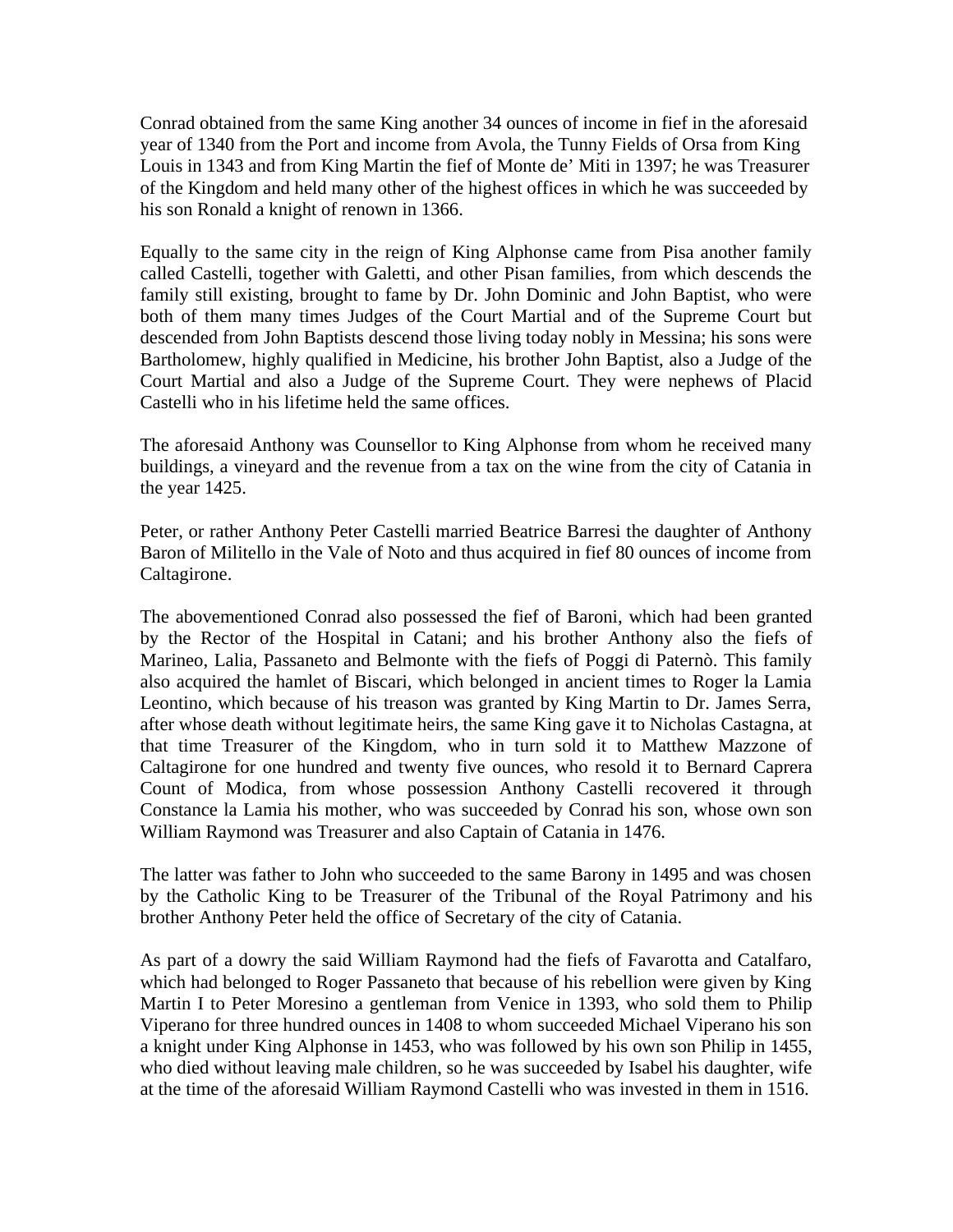Conrad obtained from the same King another 34 ounces of income in fief in the aforesaid year of 1340 from the Port and income from Avola, the Tunny Fields of Orsa from King Louis in 1343 and from King Martin the fief of Monte de' Miti in 1397; he was Treasurer of the Kingdom and held many other of the highest offices in which he was succeeded by his son Ronald a knight of renown in 1366.

Equally to the same city in the reign of King Alphonse came from Pisa another family called Castelli, together with Galetti, and other Pisan families, from which descends the family still existing, brought to fame by Dr. John Dominic and John Baptist, who were both of them many times Judges of the Court Martial and of the Supreme Court but descended from John Baptists descend those living today nobly in Messina; his sons were Bartholomew, highly qualified in Medicine, his brother John Baptist, also a Judge of the Court Martial and also a Judge of the Supreme Court. They were nephews of Placid Castelli who in his lifetime held the same offices.

The aforesaid Anthony was Counsellor to King Alphonse from whom he received many buildings, a vineyard and the revenue from a tax on the wine from the city of Catania in the year 1425.

Peter, or rather Anthony Peter Castelli married Beatrice Barresi the daughter of Anthony Baron of Militello in the Vale of Noto and thus acquired in fief 80 ounces of income from Caltagirone.

The abovementioned Conrad also possessed the fief of Baroni, which had been granted by the Rector of the Hospital in Catani; and his brother Anthony also the fiefs of Marineo, Lalia, Passaneto and Belmonte with the fiefs of Poggi di Paternò. This family also acquired the hamlet of Biscari, which belonged in ancient times to Roger la Lamia Leontino, which because of his treason was granted by King Martin to Dr. James Serra, after whose death without legitimate heirs, the same King gave it to Nicholas Castagna, at that time Treasurer of the Kingdom, who in turn sold it to Matthew Mazzone of Caltagirone for one hundred and twenty five ounces, who resold it to Bernard Caprera Count of Modica, from whose possession Anthony Castelli recovered it through Constance la Lamia his mother, who was succeeded by Conrad his son, whose own son William Raymond was Treasurer and also Captain of Catania in 1476.

The latter was father to John who succeeded to the same Barony in 1495 and was chosen by the Catholic King to be Treasurer of the Tribunal of the Royal Patrimony and his brother Anthony Peter held the office of Secretary of the city of Catania.

As part of a dowry the said William Raymond had the fiefs of Favarotta and Catalfaro, which had belonged to Roger Passaneto that because of his rebellion were given by King Martin I to Peter Moresino a gentleman from Venice in 1393, who sold them to Philip Viperano for three hundred ounces in 1408 to whom succeeded Michael Viperano his son a knight under King Alphonse in 1453, who was followed by his own son Philip in 1455, who died without leaving male children, so he was succeeded by Isabel his daughter, wife at the time of the aforesaid William Raymond Castelli who was invested in them in 1516.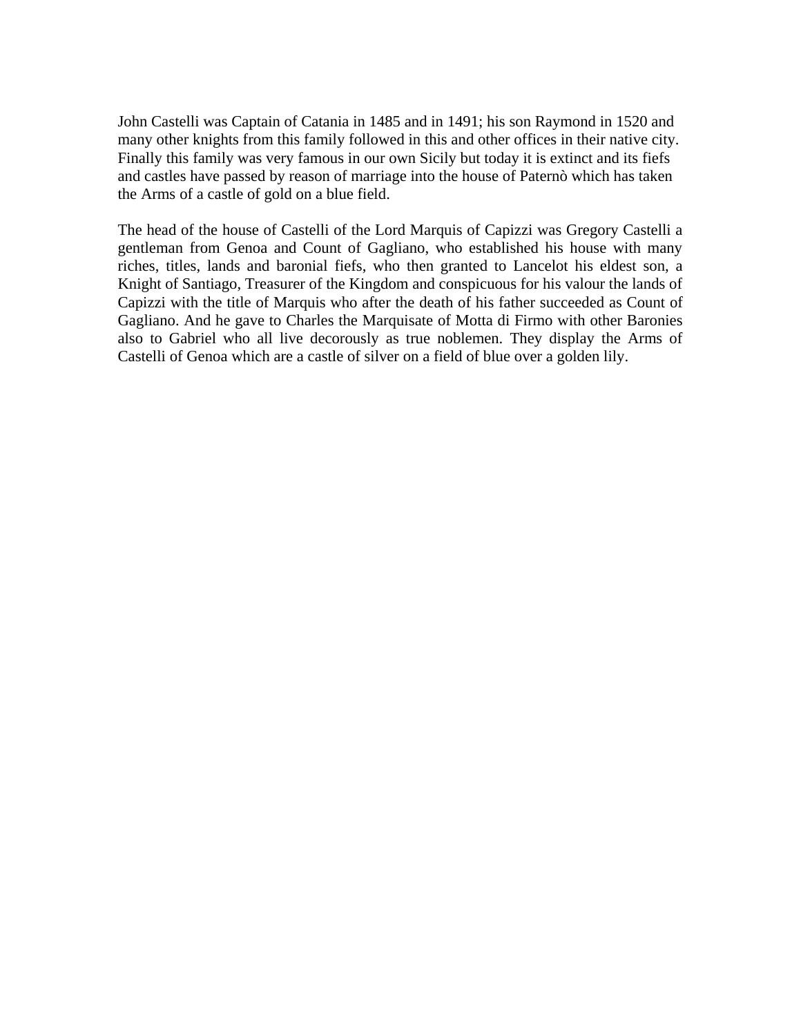John Castelli was Captain of Catania in 1485 and in 1491; his son Raymond in 1520 and many other knights from this family followed in this and other offices in their native city. Finally this family was very famous in our own Sicily but today it is extinct and its fiefs and castles have passed by reason of marriage into the house of Paternò which has taken the Arms of a castle of gold on a blue field.

The head of the house of Castelli of the Lord Marquis of Capizzi was Gregory Castelli a gentleman from Genoa and Count of Gagliano, who established his house with many riches, titles, lands and baronial fiefs, who then granted to Lancelot his eldest son, a Knight of Santiago, Treasurer of the Kingdom and conspicuous for his valour the lands of Capizzi with the title of Marquis who after the death of his father succeeded as Count of Gagliano. And he gave to Charles the Marquisate of Motta di Firmo with other Baronies also to Gabriel who all live decorously as true noblemen. They display the Arms of Castelli of Genoa which are a castle of silver on a field of blue over a golden lily.